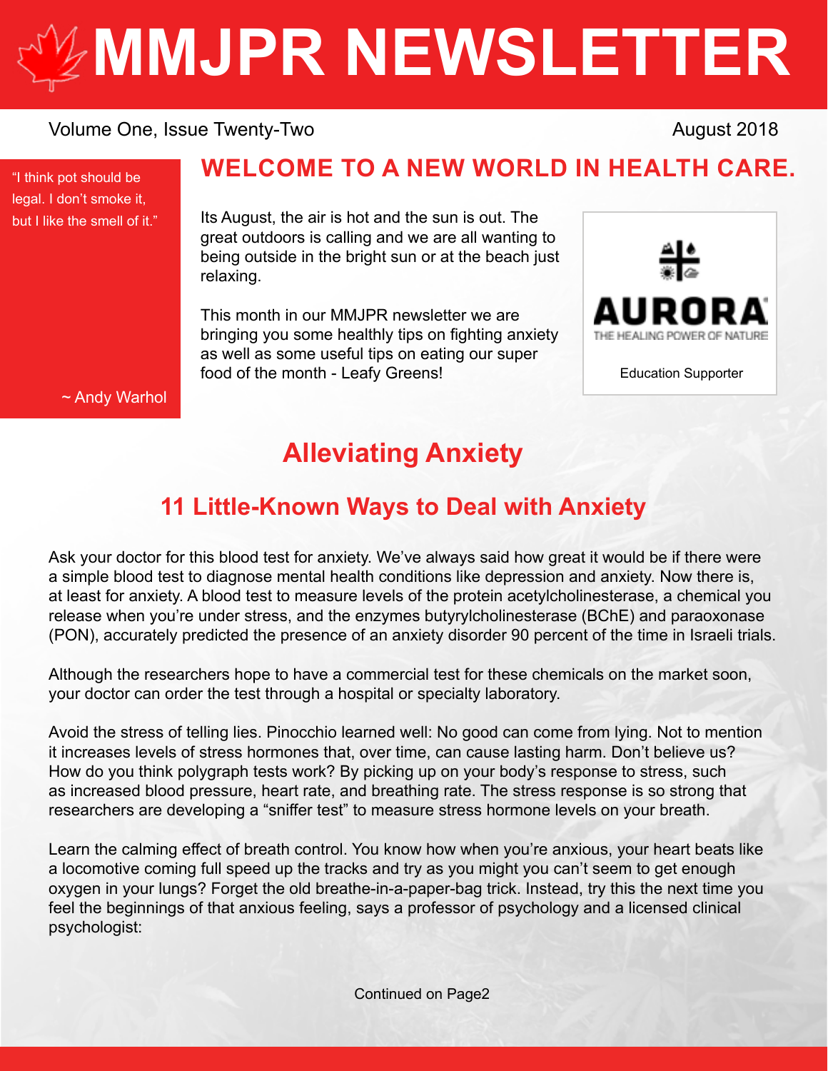# MMJPR NEWSLETTER

Volume One, Issue Twenty-Two

August 2018

"I think pot should be legal. I don't smoke it, but I like the smell of it."

~ Andy Warhol

## WELCOME TO A NEW WORLD IN HEALTH CARE.

Its August, the air is hot and the sun is out. The great outdoors is calling and we are all wanting to being outside in the bright sun or at the beach just relaxing.

This month in our MMJPR newsletter we are bringing you some healthy tips on fighting anxiety as well as some useful tips on eating our super food of the month - Leafy Greens!

AURORA

THE HEALING POWER OF NATURE

Education Supporter

## Alleviating Anxiety

### 11 Little-Known Ways to Deal with Anxiety

Ask your doctor for this blood test for anxiety. We've always said how great it would be if there were a simple blood test to diagnose mental health conditions like depression and anxiety. Now there is, at least for anxiety. A blood test to measure levels of the protein acetylcholinesterase, a chemical you release when you're under stress, and the enzymes butyrylcholinesterase (BChE) and paraoxonase (PON), accurately predicted the presence of an anxiety disorder 90 percent of the time in Israeli trials.

Although the researchers hope to have a commercial test for these chemicals on the market soon, your doctor can order the test through a hospital or specialty laboratory.

Avoid the stress of telling lies. Pinocchio learned well: No good can come from lying. Not to mention it increases levels of stress hormones that, over time, can cause lasting harm. Don't believe us? How do you think polygraph tests work? By picking up on your body's response to stress, such as increased blood pressure, heart rate, and breathing rate. The stress response is so strong that researchers are developing a "sniffer test" to measure stress hormone levels on your breath.

Learn the calming effect of breath control. You know how when you're anxious, your heart beats like a locomotive coming full speed up the tracks and try as you might you can't seem to get enough oxygen in your lungs? Forget the old breathe-in-a-paper-bag trick. Instead, try this the next time you feel the beginnings of that anxious feeling, says a professor of psychology and a licensed clinical psychologist:

Continued on Page2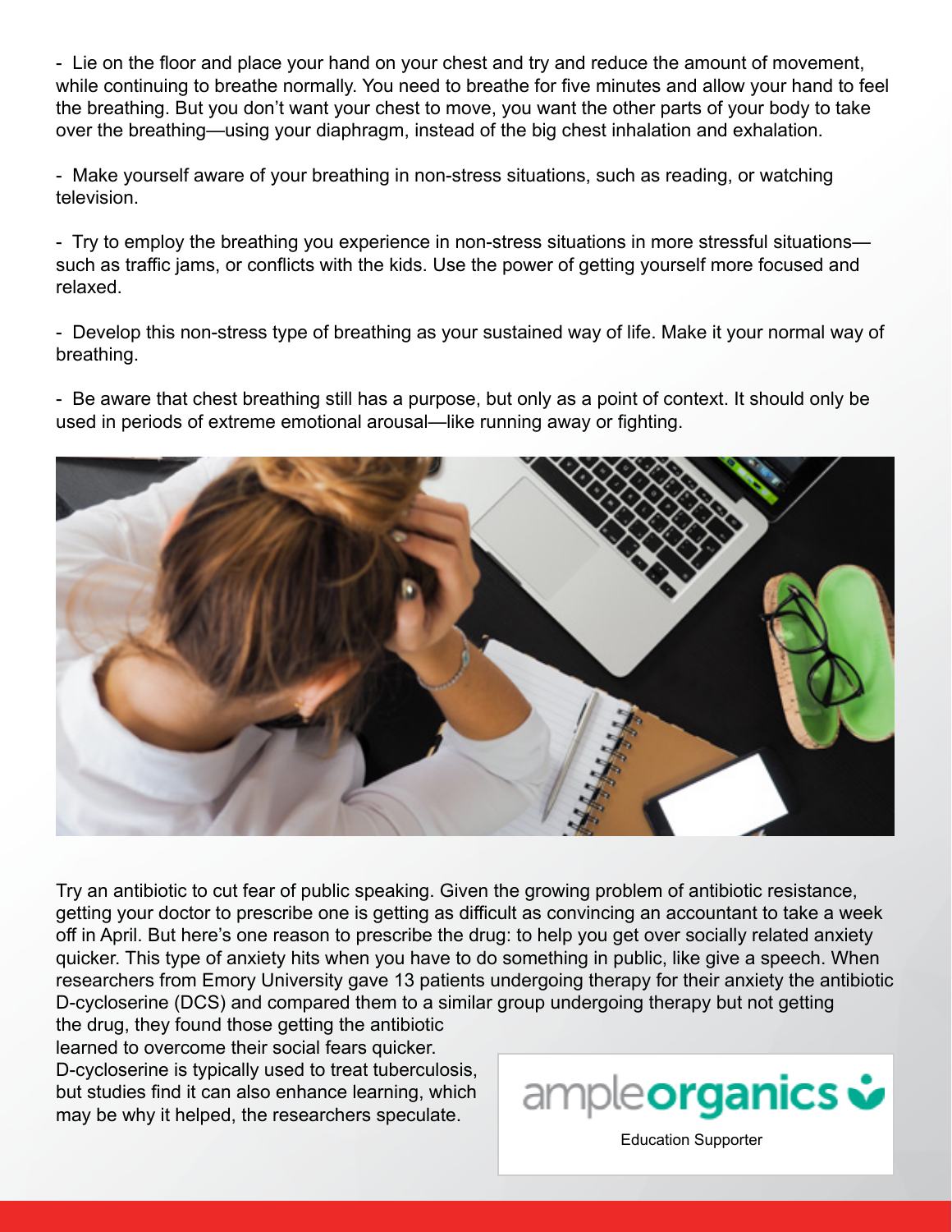- Lie on the floor and place your hand on your chest and try and reduce the amount of movement, while continuing to breathe normally. You need to breathe for five minutes and allow your hand to feel the breathing. But you don't want your chest to move, you want the other parts of your body to take over the breathing—using your diaphragm, instead of the big chest inhalation and exhalation.

- Make yourself aware of your breathing in non-stress situations, such as reading, or watching television.

- Try to employ the breathing you experience in non-stress situations in more stressful situations—such as traffic jams, or conflicts with the kids. Use the power of getting yourself more focused and relaxed.

- Develop this non-stress type of breathing as your sustained way of life. Make it your normal way of breathing.

- Be aware that chest breathing still has a purpose, but only as a point of context. It should only be used in periods of extreme emotional arousal—like running away or fighting.

Try an antibiotic to cut fear of public speaking. Given the growing problem of antibiotic resistance, getting your doctor to prescribe one is getting as difficult as convincing an accountant to take a week off in April. But here's one reason to prescribe the drug: to help you get over socially related anxiety quicker. This type of anxiety hits when you have to do something in public, like give a speech. When researchers from Emory University gave 13 patients undergoing therapy for their anxiety the antibiotic D-cycloserine (DCS) and compared them to a similar group undergoing therapy but not getting the drug, they found those getting the antibiotic learned to overcome their social fears quicker. D-cycloserine is typically used to treat tuberculosis, but studies find it can also enhance learning, which may be why it helped, the researchers speculate.

ampleorganics

Education Supporter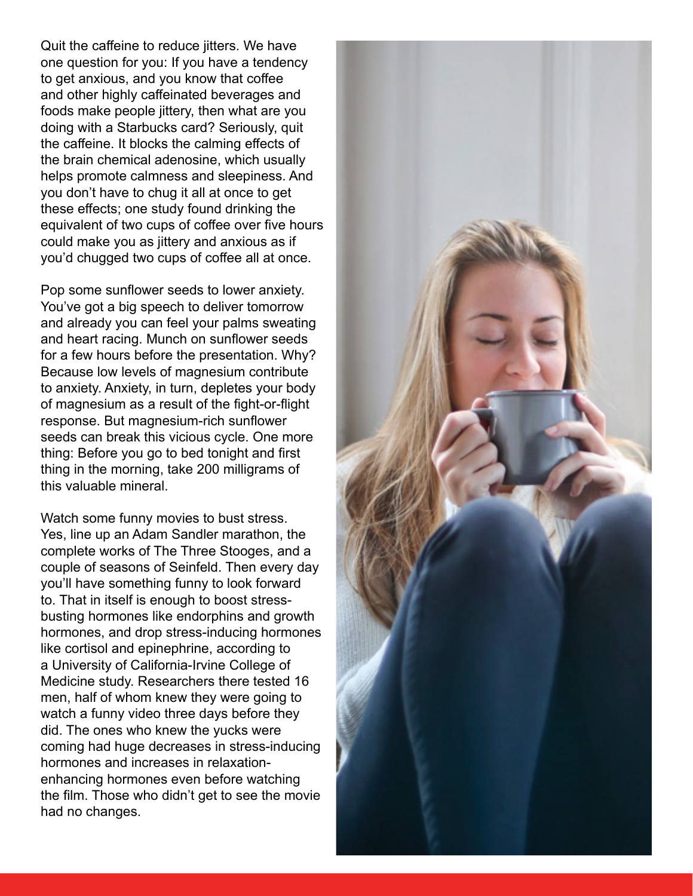Quit the caffeine to reduce jitters. We have one question for you: If you have a tendency to get anxious, and you know that coffee and other highly caffeinated beverages and foods make people jittery, then what are you doing with a Starbucks card? Seriously, quit the caffeine. It blocks the calming effects of the brain chemical adenosine, which usually helps promote calmness and sleepiness. And you don't have to chug it all at once to get these effects; one study found drinking the equivalent of two cups of coffee over five hours could make you as jittery and anxious as if you'd chugged two cups of coffee all at once.

Pop some sunflower seeds to lower anxiety. You've got a big speech to deliver tomorrow and already you can feel your palms sweating and heart racing. Munch on sunflower seeds for a few hours before the presentation. Why? Because low levels of magnesium contribute to anxiety. Anxiety, in turn, depletes your body of magnesium as a result of the fight-or-flight response. But magnesium-rich sunflower seeds can break this vicious cycle. One more thing: Before you go to bed tonight and first thing in the morning, take 200 milligrams of this valuable mineral.

Watch some funny movies to bust stress. Yes, line up an Adam Sandler marathon, the complete works of The Three Stooges, and a couple of seasons of Seinfeld. Then every day you'll have something funny to look forward to. That in itself is enough to boost stress-busting hormones like endorphins and growth hormones, and drop stress-inducing hormones like cortisol and epinephrine, according to a University of California-Irvine College of Medicine study. Researchers there tested 16 men, half of whom knew they were going to watch a funny video three days before they did. The ones who knew the yucks were coming had huge decreases in stress-inducing hormones and increases in relaxation-enhancing hormones even before watching the film. Those who didn't get to see the movie had no changes.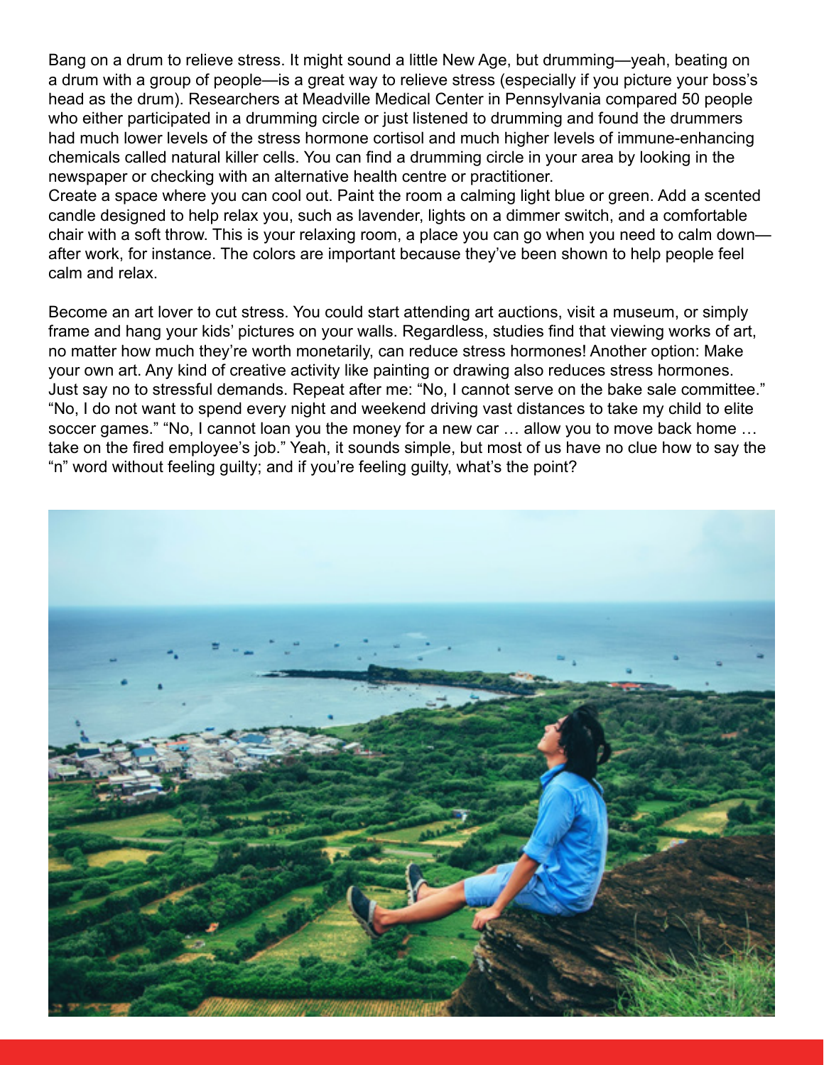Bang on a drum to relieve stress. It might sound a little New Age, but drumming—yeah, beating on a drum with a group of people—is a great way to relieve stress (especially if you picture your boss's head as the drum). Researchers at Meadville Medical Center in Pennsylvania compared 50 people who either participated in a drumming circle or just listened to drumming and found the drummers had much lower levels of the stress hormone cortisol and much higher levels of immune-enhancing chemicals called natural killer cells. You can find a drumming circle in your area by looking in the newspaper or checking with an alternative health centre or practitioner.

Create a space where you can cool out. Paint the room a calming light blue or green. Add a scented candle designed to help relax you, such as lavender, lights on a dimmer switch, and a comfortable chair with a soft throw. This is your relaxing room, a place you can go when you need to calm down—after work, for instance. The colors are important because they've been shown to help people feel calm and relax.

Become an art lover to cut stress. You could start attending art auctions, visit a museum, or simply frame and hang your kids' pictures on your walls. Regardless, studies find that viewing works of art, no matter how much they're worth monetarily, can reduce stress hormones! Another option: Make your own art. Any kind of creative activity like painting or drawing also reduces stress hormones.

Just say no to stressful demands. Repeat after me: "No, I cannot serve on the bake sale committee." "No, I do not want to spend every night and weekend driving vast distances to take my child to elite soccer games." "No, I cannot loan you the money for a new car … allow you to move back home … take on the fired employee's job." Yeah, it sounds simple, but most of us have no clue how to say the "n" word without feeling guilty; and if you're feeling guilty, what's the point?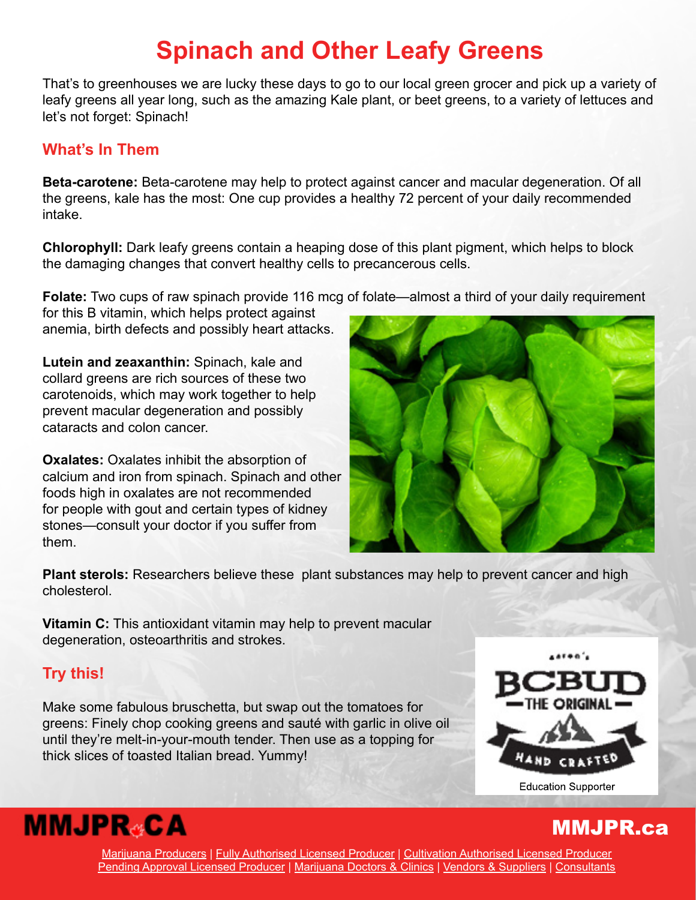# Spinach and Other Leafy Greens

That's to greenhouses we are lucky these days to go to our local green grocer and pick up a variety of leafy greens all year long, such as the amazing Kale plant, or beet greens, to a variety of lettuces and let's not forget: Spinach!

## What's In Them

**Beta-carotene:** Beta-carotene may help to protect against cancer and macular degeneration. Of all the greens, kale has the most: One cup provides a healthy 72 percent of your daily recommended intake.

**Chlorophyll:** Dark leafy greens contain a heaping dose of this plant pigment, which helps to block the damaging changes that convert healthy cells to precancerous cells.

**Folate:** Two cups of raw spinach provide 116 mcg of folate—almost a third of your daily requirement for this B vitamin, which helps protect against anemia, birth defects and possibly heart attacks.

**Lutein and zeaxanthin:** Spinach, kale and collard greens are rich sources of these two carotenoids, which may work together to help prevent macular degeneration and possibly cataracts and colon cancer.

**Oxalates:** Oxalates inhibit the absorption of calcium and iron from spinach. Spinach and other foods high in oxalates are not recommended for people with gout and certain types of kidney stones—consult your doctor if you suffer from them.

**Plant sterols:** Researchers believe these plant substances may help to prevent cancer and high cholesterol.

**Vitamin C:** This antioxidant vitamin may help to prevent macular degeneration, osteoarthritis and strokes.

## Try this!

Make some fabulous bruschetta, but swap out the tomatoes for greens: Finely chop cooking greens and sauté with garlic in olive oil until they're melt-in-your-mouth tender. Then use as a topping for thick slices of toasted Italian bread. Yummy!

Education Supporter

MMJPR.ca

Marijuana Producers | Fully Authorised Licensed Producer | Cultivation Authorised Licensed Producer
Pending Approval Licensed Producer | Marijuana Doctors & Clinics | Vendors & Suppliers | Consultants